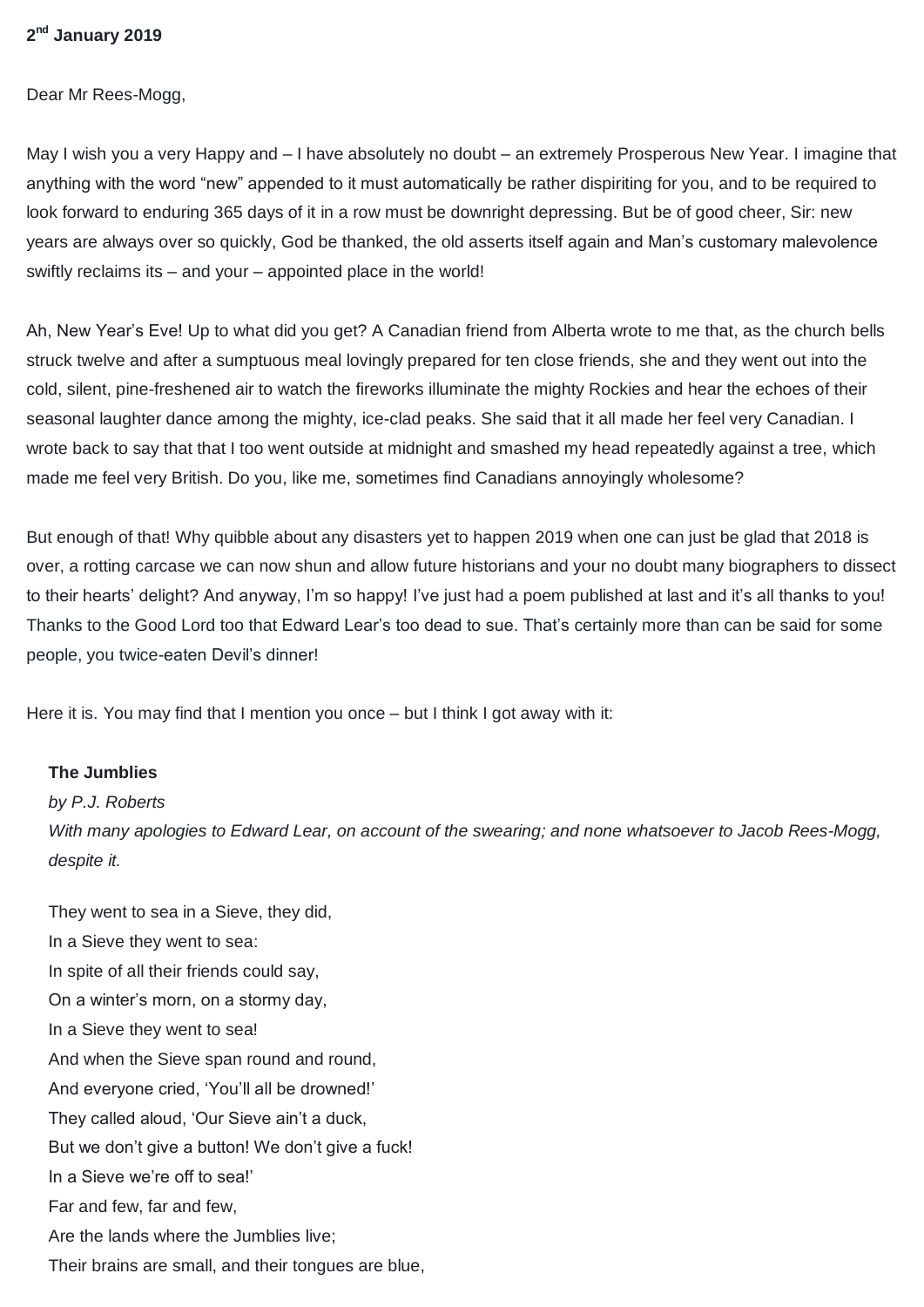**2nd January 2019**

Dear Mr Rees-Mogg,

May I wish you a very Happy and – I have absolutely no doubt – an extremely Prosperous New Year. I imagine that anything with the word "new" appended to it must automatically be rather dispiriting for you, and to be required to look forward to enduring 365 days of it in a row must be downright depressing. But be of good cheer, Sir: new years are always over so quickly, God be thanked, the old asserts itself again and Man's customary malevolence swiftly reclaims its – and your – appointed place in the world!

Ah, New Year's Eve! Up to what did you get? A Canadian friend from Alberta wrote to me that, as the church bells struck twelve and after a sumptuous meal lovingly prepared for ten close friends, she and they went out into the cold, silent, pine-freshened air to watch the fireworks illuminate the mighty Rockies and hear the echoes of their seasonal laughter dance among the mighty, ice-clad peaks. She said that it all made her feel very Canadian. I wrote back to say that that I too went outside at midnight and smashed my head repeatedly against a tree, which made me feel very British. Do you, like me, sometimes find Canadians annoyingly wholesome?

But enough of that! Why quibble about any disasters yet to happen 2019 when one can just be glad that 2018 is over, a rotting carcase we can now shun and allow future historians and your no doubt many biographers to dissect to their hearts' delight? And anyway, I'm so happy! I've just had a poem published at last and it's all thanks to you! Thanks to the Good Lord too that Edward Lear's too dead to sue. That's certainly more than can be said for some people, you twice-eaten Devil's dinner!

Here it is. You may find that I mention you once – but I think I got away with it:

**The Jumblies**

*by P.J. Roberts*

*With many apologies to Edward Lear, on account of the swearing; and none whatsoever to Jacob Rees-Mogg, despite it.*

They went to sea in a Sieve, they did,
In a Sieve they went to sea:
In spite of all their friends could say,
On a winter's morn, on a stormy day,
In a Sieve they went to sea!
And when the Sieve span round and round,
And everyone cried, 'You'll all be drowned!'
They called aloud, 'Our Sieve ain't a duck,
But we don't give a button! We don't give a fuck!
In a Sieve we're off to sea!'
Far and few, far and few,
Are the lands where the Jumblies live;
Their brains are small, and their tongues are blue,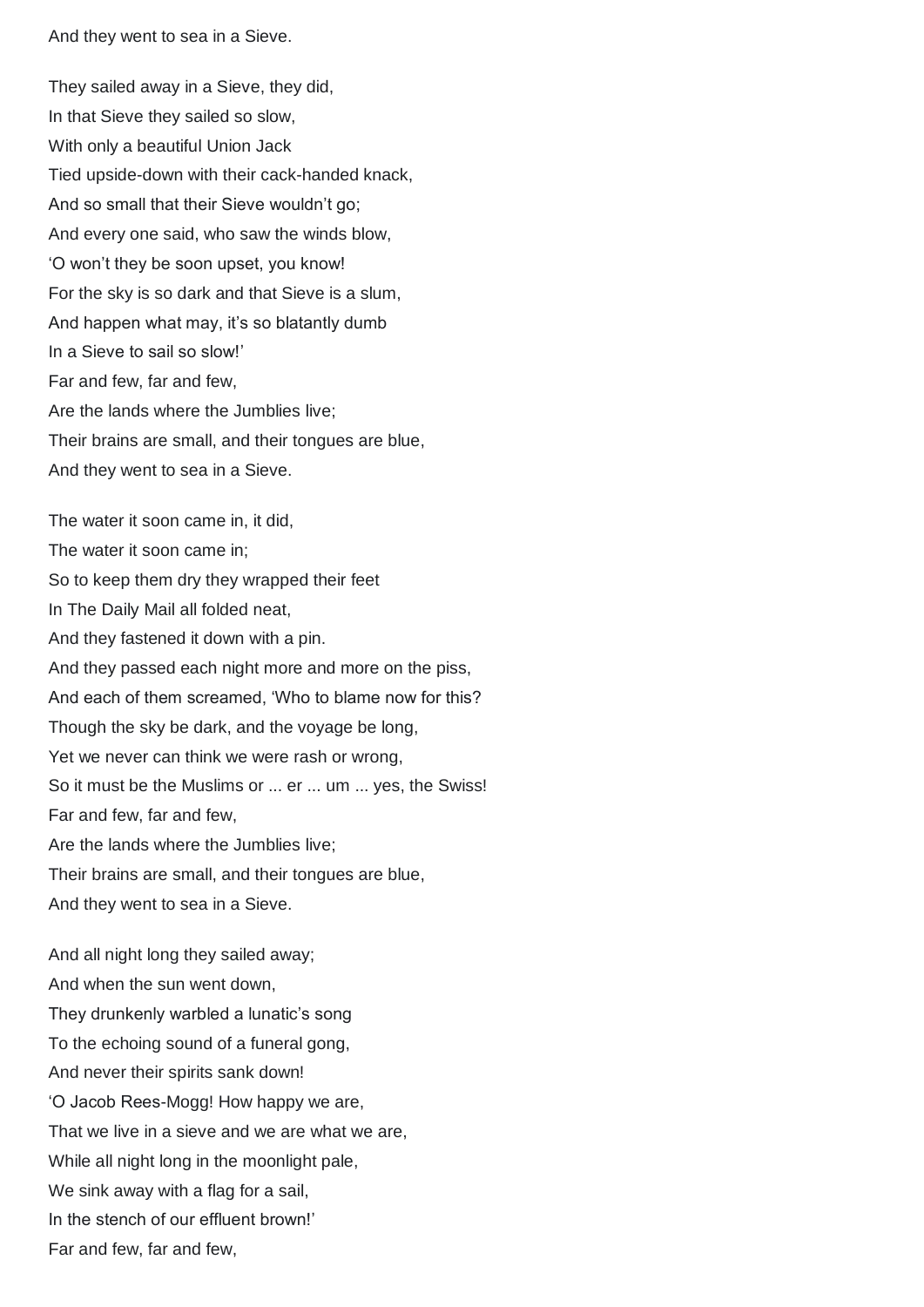And they went to sea in a Sieve.

They sailed away in a Sieve, they did,  
In that Sieve they sailed so slow,  
With only a beautiful Union Jack  
Tied upside-down with their cack-handed knack,  
And so small that their Sieve wouldn't go;  
And every one said, who saw the winds blow,  
'O won't they be soon upset, you know!  
For the sky is so dark and that Sieve is a slum,  
And happen what may, it's so blatantly dumb  
In a Sieve to sail so slow!'  
Far and few, far and few,  
Are the lands where the Jumblies live;  
Their brains are small, and their tongues are blue,  
And they went to sea in a Sieve.

The water it soon came in, it did,  
The water it soon came in;  
So to keep them dry they wrapped their feet  
In The Daily Mail all folded neat,  
And they fastened it down with a pin.  
And they passed each night more and more on the piss,  
And each of them screamed, 'Who to blame now for this?  
Though the sky be dark, and the voyage be long,  
Yet we never can think we were rash or wrong,  
So it must be the Muslims or ... er ... um ... yes, the Swiss!  
Far and few, far and few,  
Are the lands where the Jumblies live;  
Their brains are small, and their tongues are blue,  
And they went to sea in a Sieve.

And all night long they sailed away;  
And when the sun went down,  
They drunkenly warbled a lunatic's song  
To the echoing sound of a funeral gong,  
And never their spirits sank down!  
'O Jacob Rees-Mogg! How happy we are,  
That we live in a sieve and we are what we are,  
While all night long in the moonlight pale,  
We sink away with a flag for a sail,  
In the stench of our effluent brown!'  
Far and few, far and few,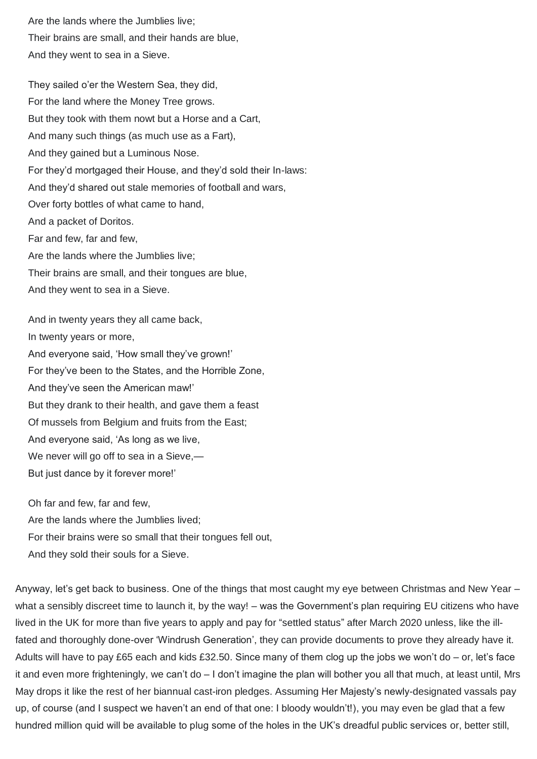Are the lands where the Jumblies live;
Their brains are small, and their hands are blue,
And they went to sea in a Sieve.

They sailed o'er the Western Sea, they did,
For the land where the Money Tree grows.
But they took with them nowt but a Horse and a Cart,
And many such things (as much use as a Fart),
And they gained but a Luminous Nose.
For they'd mortgaged their House, and they'd sold their In-laws:
And they'd shared out stale memories of football and wars,
Over forty bottles of what came to hand,
And a packet of Doritos.
Far and few, far and few,
Are the lands where the Jumblies live;
Their brains are small, and their tongues are blue,
And they went to sea in a Sieve.

And in twenty years they all came back,
In twenty years or more,
And everyone said, 'How small they've grown!'
For they've been to the States, and the Horrible Zone,
And they've seen the American maw!'
But they drank to their health, and gave them a feast
Of mussels from Belgium and fruits from the East;
And everyone said, 'As long as we live,
We never will go off to sea in a Sieve,—
But just dance by it forever more!'

Oh far and few, far and few,
Are the lands where the Jumblies lived;
For their brains were so small that their tongues fell out,
And they sold their souls for a Sieve.

Anyway, let's get back to business. One of the things that most caught my eye between Christmas and New Year – what a sensibly discreet time to launch it, by the way! – was the Government's plan requiring EU citizens who have lived in the UK for more than five years to apply and pay for "settled status" after March 2020 unless, like the ill-fated and thoroughly done-over 'Windrush Generation', they can provide documents to prove they already have it. Adults will have to pay £65 each and kids £32.50. Since many of them clog up the jobs we won't do – or, let's face it and even more frighteningly, we can't do – I don't imagine the plan will bother you all that much, at least until, Mrs May drops it like the rest of her biannual cast-iron pledges. Assuming Her Majesty's newly-designated vassals pay up, of course (and I suspect we haven't an end of that one: I bloody wouldn't!), you may even be glad that a few hundred million quid will be available to plug some of the holes in the UK's dreadful public services or, better still,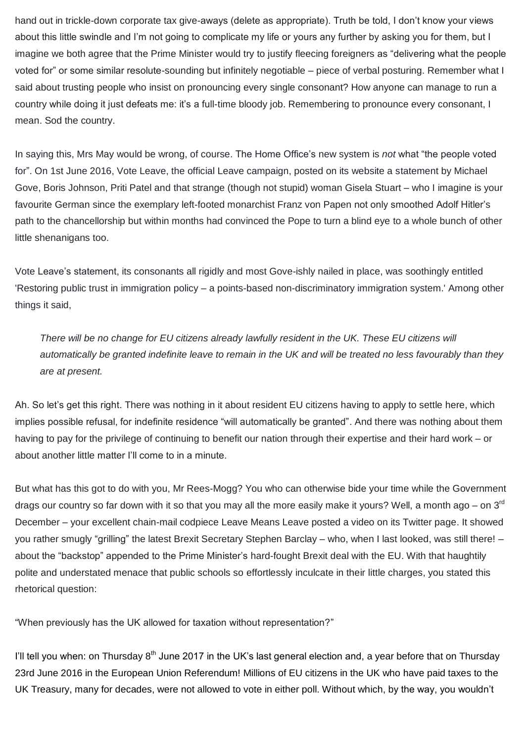hand out in trickle-down corporate tax give-aways (delete as appropriate). Truth be told, I don't know your views about this little swindle and I'm not going to complicate my life or yours any further by asking you for them, but I imagine we both agree that the Prime Minister would try to justify fleecing foreigners as "delivering what the people voted for" or some similar resolute-sounding but infinitely negotiable – piece of verbal posturing. Remember what I said about trusting people who insist on pronouncing every single consonant? How anyone can manage to run a country while doing it just defeats me: it's a full-time bloody job. Remembering to pronounce every consonant, I mean. Sod the country.

In saying this, Mrs May would be wrong, of course. The Home Office's new system is *not* what "the people voted for". On 1st June 2016, Vote Leave, the official Leave campaign, posted on its website a statement by Michael Gove, Boris Johnson, Priti Patel and that strange (though not stupid) woman Gisela Stuart – who I imagine is your favourite German since the exemplary left-footed monarchist Franz von Papen not only smoothed Adolf Hitler's path to the chancellorship but within months had convinced the Pope to turn a blind eye to a whole bunch of other little shenanigans too.

Vote Leave's statement, its consonants all rigidly and most Gove-ishly nailed in place, was soothingly entitled 'Restoring public trust in immigration policy – a points-based non-discriminatory immigration system.' Among other things it said,

> *There will be no change for EU citizens already lawfully resident in the UK. These EU citizens will automatically be granted indefinite leave to remain in the UK and will be treated no less favourably than they are at present.*

Ah. So let's get this right. There was nothing in it about resident EU citizens having to apply to settle here, which implies possible refusal, for indefinite residence "will automatically be granted". And there was nothing about them having to pay for the privilege of continuing to benefit our nation through their expertise and their hard work – or about another little matter I'll come to in a minute.

But what has this got to do with you, Mr Rees-Mogg? You who can otherwise bide your time while the Government drags our country so far down with it so that you may all the more easily make it yours? Well, a month ago – on 3rd December – your excellent chain-mail codpiece Leave Means Leave posted a video on its Twitter page. It showed you rather smugly "grilling" the latest Brexit Secretary Stephen Barclay – who, when I last looked, was still there! – about the "backstop" appended to the Prime Minister's hard-fought Brexit deal with the EU. With that haughtily polite and understated menace that public schools so effortlessly inculcate in their little charges, you stated this rhetorical question:

"When previously has the UK allowed for taxation without representation?"

I'll tell you when: on Thursday 8th June 2017 in the UK's last general election and, a year before that on Thursday 23rd June 2016 in the European Union Referendum! Millions of EU citizens in the UK who have paid taxes to the UK Treasury, many for decades, were not allowed to vote in either poll. Without which, by the way, you wouldn't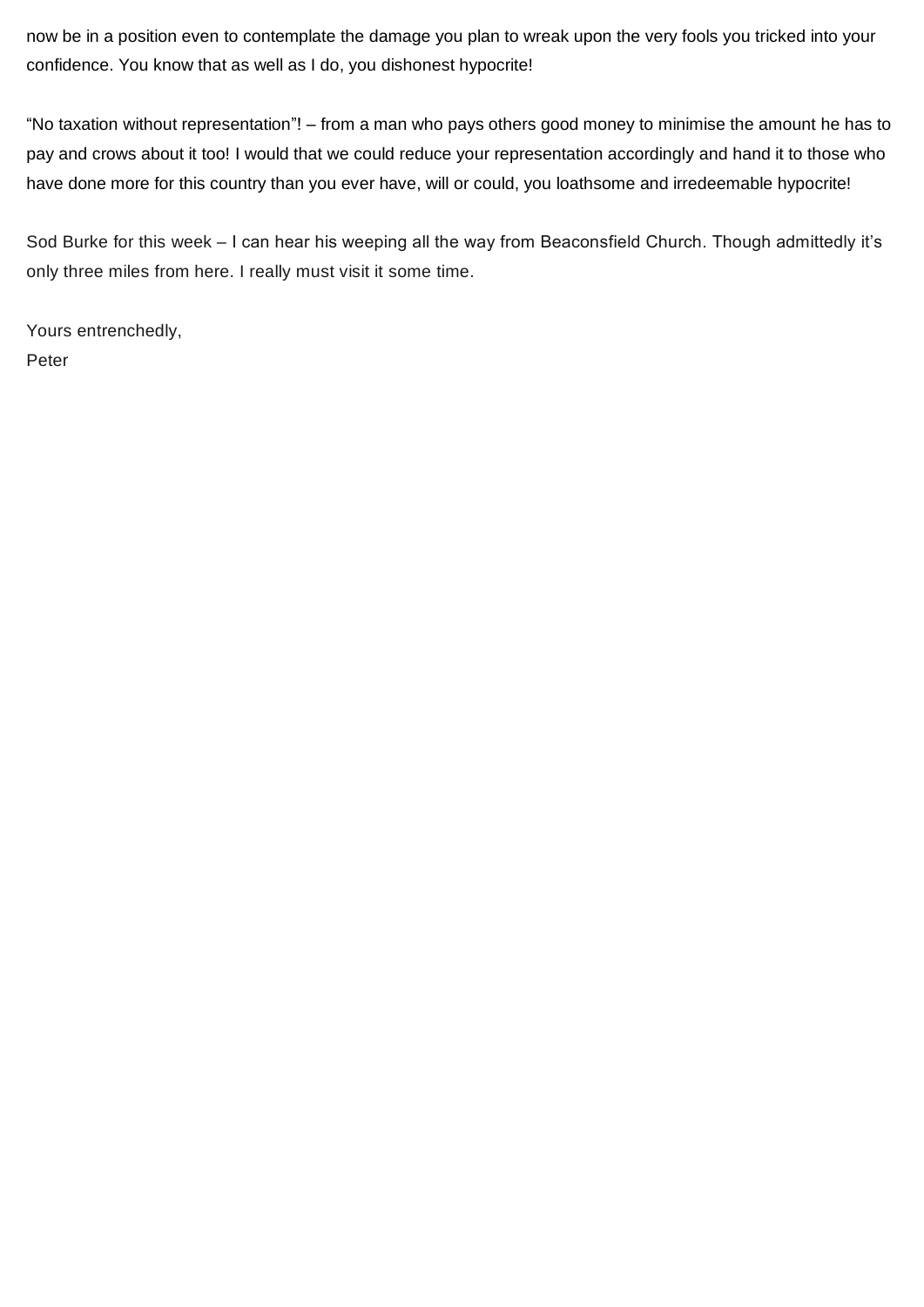now be in a position even to contemplate the damage you plan to wreak upon the very fools you tricked into your confidence. You know that as well as I do, you dishonest hypocrite!

“No taxation without representation”! – from a man who pays others good money to minimise the amount he has to pay and crows about it too! I would that we could reduce your representation accordingly and hand it to those who have done more for this country than you ever have, will or could, you loathsome and irredeemable hypocrite!

Sod Burke for this week – I can hear his weeping all the way from Beaconsfield Church. Though admittedly it’s only three miles from here. I really must visit it some time.

Yours entrenchedly,
Peter